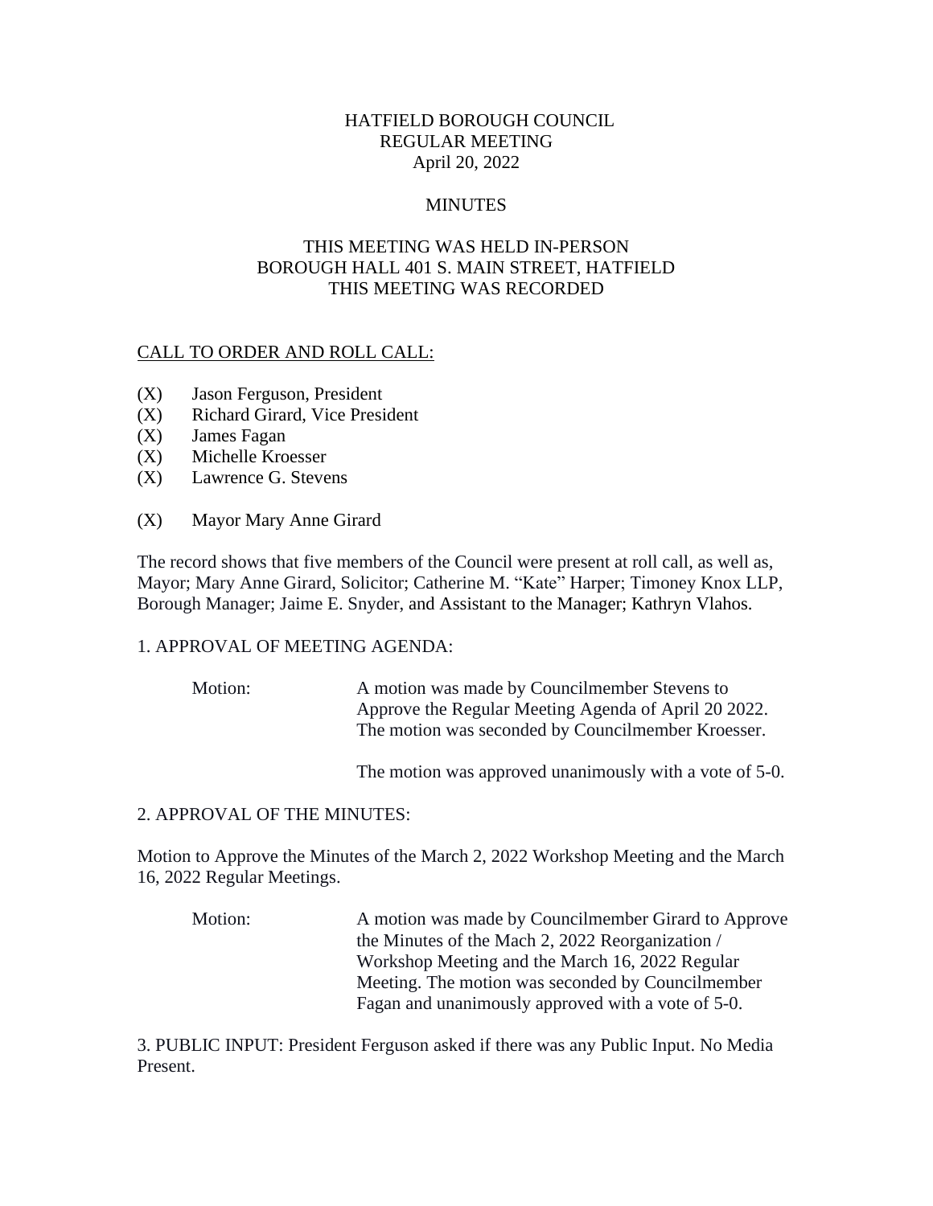# HATFIELD BOROUGH COUNCIL
## REGULAR MEETING
### April 20, 2022

### MINUTES

THIS MEETING WAS HELD IN-PERSON
BOROUGH HALL 401 S. MAIN STREET, HATFIELD
THIS MEETING WAS RECORDED

CALL TO ORDER AND ROLL CALL:

(X) Jason Ferguson, President
(X) Richard Girard, Vice President
(X) James Fagan
(X) Michelle Kroesser
(X) Lawrence G. Stevens

(X) Mayor Mary Anne Girard

The record shows that five members of the Council were present at roll call, as well as, Mayor; Mary Anne Girard, Solicitor; Catherine M. "Kate" Harper; Timoney Knox LLP, Borough Manager; Jaime E. Snyder, and Assistant to the Manager; Kathryn Vlahos.

1. APPROVAL OF MEETING AGENDA:

Motion: A motion was made by Councilmember Stevens to Approve the Regular Meeting Agenda of April 20 2022. The motion was seconded by Councilmember Kroesser.

The motion was approved unanimously with a vote of 5-0.

2. APPROVAL OF THE MINUTES:

Motion to Approve the Minutes of the March 2, 2022 Workshop Meeting and the March 16, 2022 Regular Meetings.

Motion: A motion was made by Councilmember Girard to Approve the Minutes of the Mach 2, 2022 Reorganization / Workshop Meeting and the March 16, 2022 Regular Meeting. The motion was seconded by Councilmember Fagan and unanimously approved with a vote of 5-0.

3. PUBLIC INPUT: President Ferguson asked if there was any Public Input. No Media Present.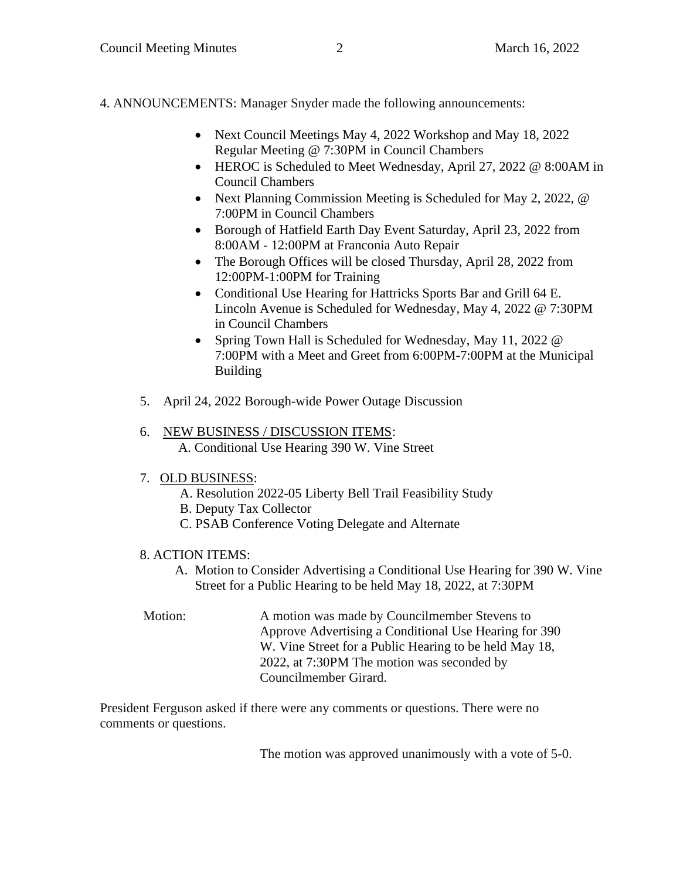4. ANNOUNCEMENTS: Manager Snyder made the following announcements:

- Next Council Meetings May 4, 2022 Workshop and May 18, 2022 Regular Meeting @ 7:30PM in Council Chambers
- HEROC is Scheduled to Meet Wednesday, April 27, 2022 @ 8:00AM in Council Chambers
- Next Planning Commission Meeting is Scheduled for May 2, 2022, @ 7:00PM in Council Chambers
- Borough of Hatfield Earth Day Event Saturday, April 23, 2022 from 8:00AM - 12:00PM at Franconia Auto Repair
- The Borough Offices will be closed Thursday, April 28, 2022 from 12:00PM-1:00PM for Training
- Conditional Use Hearing for Hattricks Sports Bar and Grill 64 E. Lincoln Avenue is Scheduled for Wednesday, May 4, 2022 @ 7:30PM in Council Chambers
- Spring Town Hall is Scheduled for Wednesday, May 11, 2022 @ 7:00PM with a Meet and Greet from 6:00PM-7:00PM at the Municipal Building

5. April 24, 2022 Borough-wide Power Outage Discussion

6. NEW BUSINESS / DISCUSSION ITEMS:
   A. Conditional Use Hearing 390 W. Vine Street

7. OLD BUSINESS:
   A. Resolution 2022-05 Liberty Bell Trail Feasibility Study
   B. Deputy Tax Collector
   C. PSAB Conference Voting Delegate and Alternate

8. ACTION ITEMS:
   A. Motion to Consider Advertising a Conditional Use Hearing for 390 W. Vine Street for a Public Hearing to be held May 18, 2022, at 7:30PM

Motion: A motion was made by Councilmember Stevens to Approve Advertising a Conditional Use Hearing for 390 W. Vine Street for a Public Hearing to be held May 18, 2022, at 7:30PM The motion was seconded by Councilmember Girard.

President Ferguson asked if there were any comments or questions. There were no comments or questions.

The motion was approved unanimously with a vote of 5-0.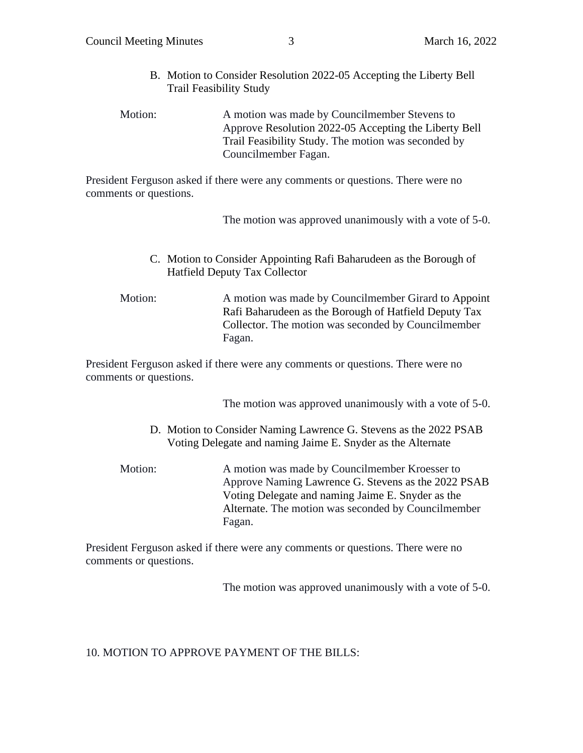B. Motion to Consider Resolution 2022-05 Accepting the Liberty Bell Trail Feasibility Study

Motion: A motion was made by Councilmember Stevens to Approve Resolution 2022-05 Accepting the Liberty Bell Trail Feasibility Study. The motion was seconded by Councilmember Fagan.

President Ferguson asked if there were any comments or questions. There were no comments or questions.

The motion was approved unanimously with a vote of 5-0.

C. Motion to Consider Appointing Rafi Baharudeen as the Borough of Hatfield Deputy Tax Collector

Motion: A motion was made by Councilmember Girard to Appoint Rafi Baharudeen as the Borough of Hatfield Deputy Tax Collector. The motion was seconded by Councilmember Fagan.

President Ferguson asked if there were any comments or questions. There were no comments or questions.

The motion was approved unanimously with a vote of 5-0.

D. Motion to Consider Naming Lawrence G. Stevens as the 2022 PSAB Voting Delegate and naming Jaime E. Snyder as the Alternate

Motion: A motion was made by Councilmember Kroesser to Approve Naming Lawrence G. Stevens as the 2022 PSAB Voting Delegate and naming Jaime E. Snyder as the Alternate. The motion was seconded by Councilmember Fagan.

President Ferguson asked if there were any comments or questions. There were no comments or questions.

The motion was approved unanimously with a vote of 5-0.

10. MOTION TO APPROVE PAYMENT OF THE BILLS: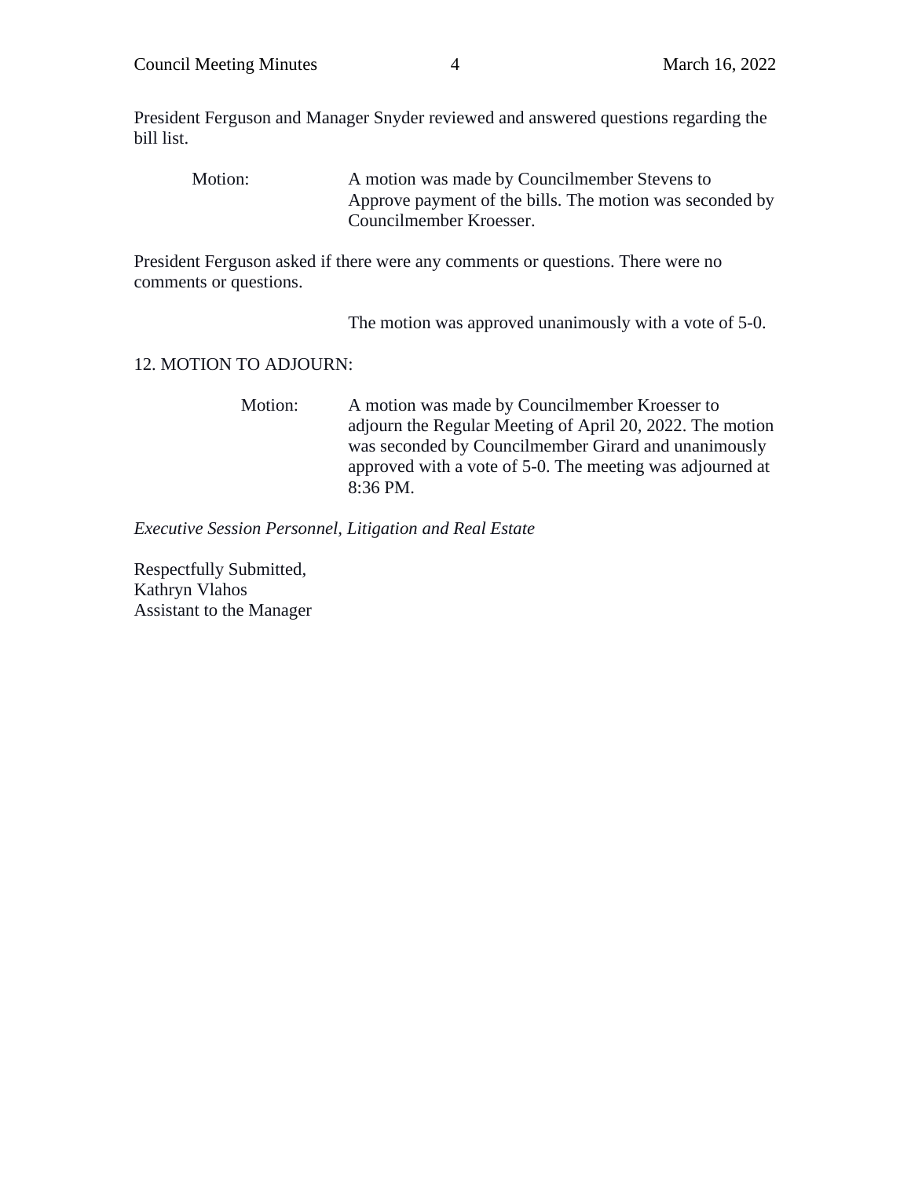President Ferguson and Manager Snyder reviewed and answered questions regarding the bill list.

Motion: A motion was made by Councilmember Stevens to Approve payment of the bills. The motion was seconded by Councilmember Kroesser.

President Ferguson asked if there were any comments or questions. There were no comments or questions.

The motion was approved unanimously with a vote of 5-0.

12. MOTION TO ADJOURN:

Motion: A motion was made by Councilmember Kroesser to adjourn the Regular Meeting of April 20, 2022. The motion was seconded by Councilmember Girard and unanimously approved with a vote of 5-0. The meeting was adjourned at 8:36 PM.

*Executive Session Personnel, Litigation and Real Estate*

Respectfully Submitted,
Kathryn Vlahos
Assistant to the Manager